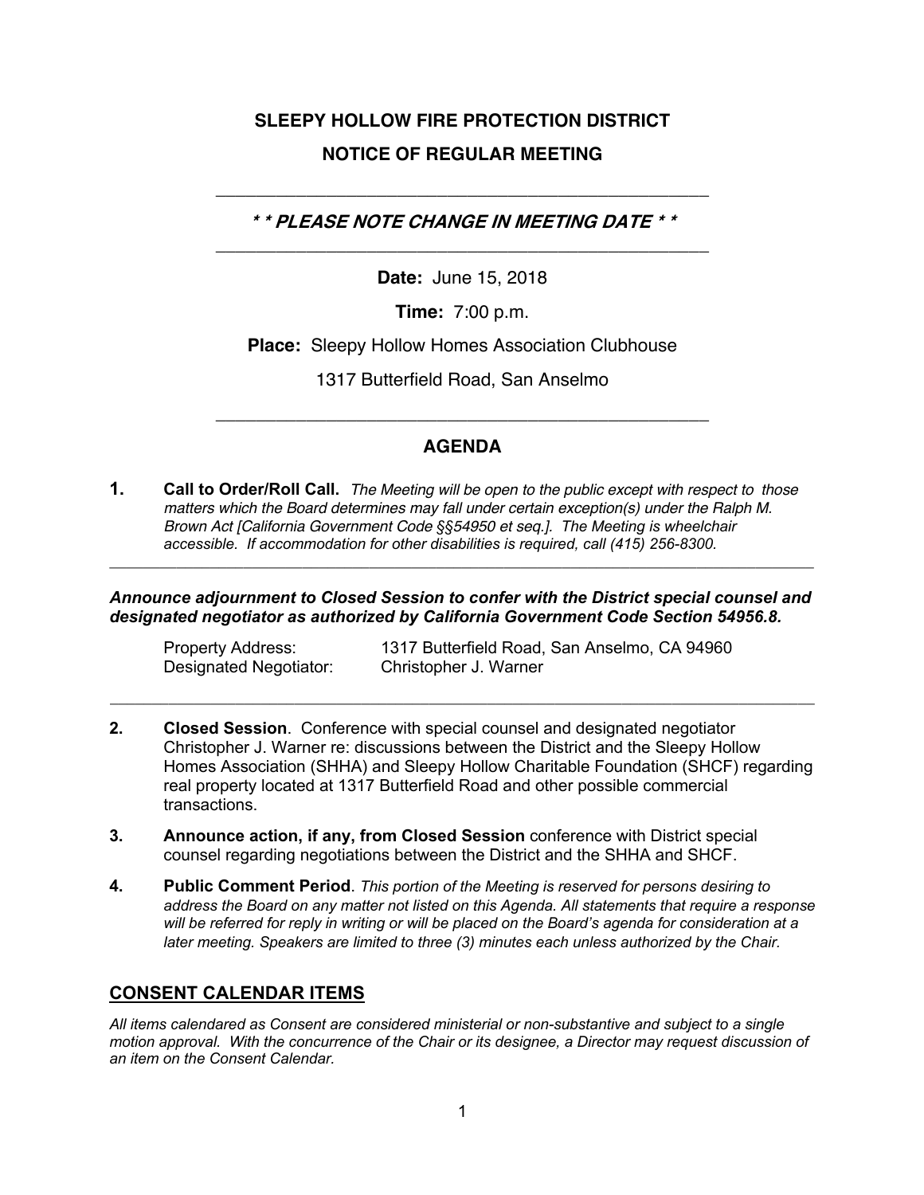# SLEEPY HOLLOW FIRE PROTECTION DISTRICT

## NOTICE OF REGULAR MEETING

---

***\* \* PLEASE NOTE CHANGE IN MEETING DATE \* \****

---

**Date:** June 15, 2018

**Time:** 7:00 p.m.

**Place:** Sleepy Hollow Homes Association Clubhouse

1317 Butterfield Road, San Anselmo

---

## AGENDA

**1.** **Call to Order/Roll Call.** *The Meeting will be open to the public except with respect to those matters which the Board determines may fall under certain exception(s) under the Ralph M. Brown Act [California Government Code §§54950 et seq.]. The Meeting is wheelchair accessible. If accommodation for other disabilities is required, call (415) 256-8300.*

---

***Announce adjournment to Closed Session to confer with the District special counsel and designated negotiator as authorized by California Government Code Section 54956.8.***

| | |
|---|---|
| Property Address: | 1317 Butterfield Road, San Anselmo, CA 94960 |
| Designated Negotiator: | Christopher J. Warner |

---

**2.** **Closed Session**. Conference with special counsel and designated negotiator Christopher J. Warner re: discussions between the District and the Sleepy Hollow Homes Association (SHHA) and Sleepy Hollow Charitable Foundation (SHCF) regarding real property located at 1317 Butterfield Road and other possible commercial transactions.

**3.** **Announce action, if any, from Closed Session** conference with District special counsel regarding negotiations between the District and the SHHA and SHCF.

**4.** **Public Comment Period**. *This portion of the Meeting is reserved for persons desiring to address the Board on any matter not listed on this Agenda. All statements that require a response will be referred for reply in writing or will be placed on the Board's agenda for consideration at a later meeting. Speakers are limited to three (3) minutes each unless authorized by the Chair.*

## CONSENT CALENDAR ITEMS

*All items calendared as Consent are considered ministerial or non-substantive and subject to a single motion approval. With the concurrence of the Chair or its designee, a Director may request discussion of an item on the Consent Calendar.*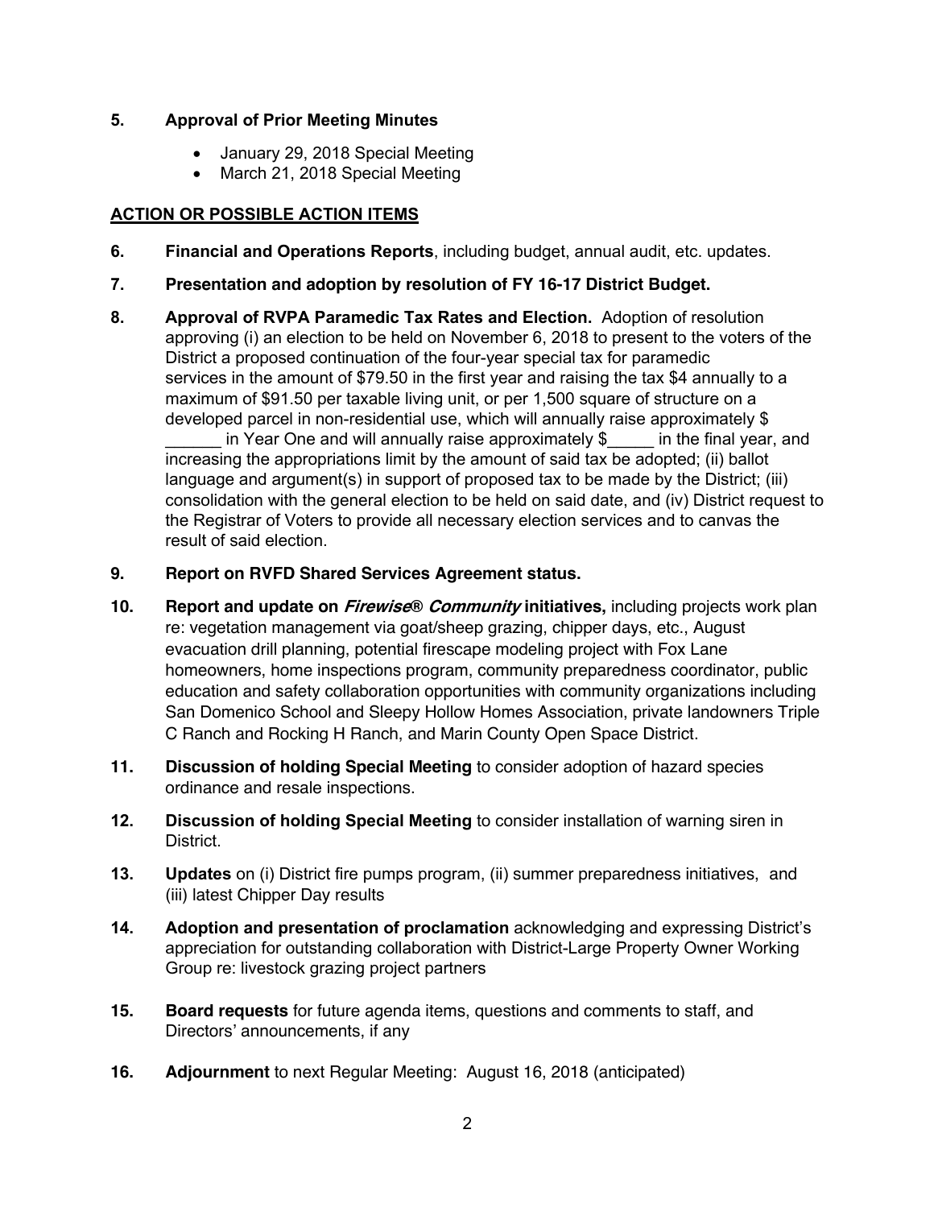**5. Approval of Prior Meeting Minutes**

- January 29, 2018 Special Meeting
- March 21, 2018 Special Meeting

**ACTION OR POSSIBLE ACTION ITEMS**

**6. Financial and Operations Reports**, including budget, annual audit, etc. updates.

**7. Presentation and adoption by resolution of FY 16-17 District Budget.**

**8. Approval of RVPA Paramedic Tax Rates and Election.** Adoption of resolution approving (i) an election to be held on November 6, 2018 to present to the voters of the District a proposed continuation of the four-year special tax for paramedic services in the amount of $79.50 in the first year and raising the tax $4 annually to a maximum of $91.50 per taxable living unit, or per 1,500 square of structure on a developed parcel in non-residential use, which will annually raise approximately $ ______ in Year One and will annually raise approximately $_____ in the final year, and increasing the appropriations limit by the amount of said tax be adopted; (ii) ballot language and argument(s) in support of proposed tax to be made by the District; (iii) consolidation with the general election to be held on said date, and (iv) District request to the Registrar of Voters to provide all necessary election services and to canvas the result of said election.

**9. Report on RVFD Shared Services Agreement status.**

**10. Report and update on *Firewise® Community* initiatives,** including projects work plan re: vegetation management via goat/sheep grazing, chipper days, etc., August evacuation drill planning, potential firescape modeling project with Fox Lane homeowners, home inspections program, community preparedness coordinator, public education and safety collaboration opportunities with community organizations including San Domenico School and Sleepy Hollow Homes Association, private landowners Triple C Ranch and Rocking H Ranch, and Marin County Open Space District.

**11. Discussion of holding Special Meeting** to consider adoption of hazard species ordinance and resale inspections.

**12. Discussion of holding Special Meeting** to consider installation of warning siren in District.

**13. Updates** on (i) District fire pumps program, (ii) summer preparedness initiatives, and (iii) latest Chipper Day results

**14. Adoption and presentation of proclamation** acknowledging and expressing District's appreciation for outstanding collaboration with District-Large Property Owner Working Group re: livestock grazing project partners

**15. Board requests** for future agenda items, questions and comments to staff, and Directors' announcements, if any

**16. Adjournment** to next Regular Meeting: August 16, 2018 (anticipated)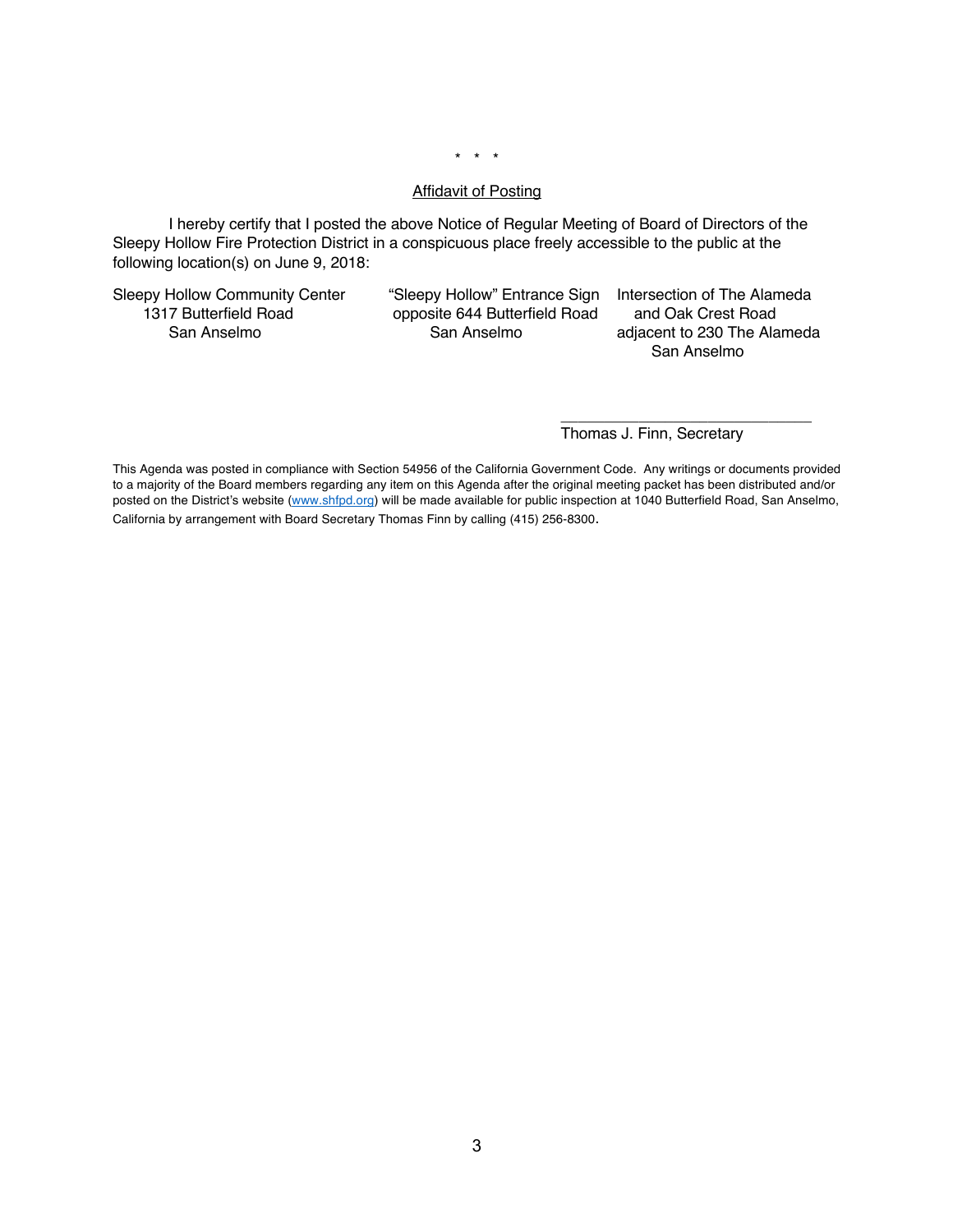\* \* \*

<u>Affidavit of Posting</u>

I hereby certify that I posted the above Notice of Regular Meeting of Board of Directors of the Sleepy Hollow Fire Protection District in a conspicuous place freely accessible to the public at the following location(s) on June 9, 2018:

Sleepy Hollow Community Center
1317 Butterfield Road
San Anselmo

"Sleepy Hollow" Entrance Sign
opposite 644 Butterfield Road
San Anselmo

Intersection of The Alameda
and Oak Crest Road
adjacent to 230 The Alameda
San Anselmo

\_\_\_\_\_\_\_\_\_\_\_\_\_\_\_\_\_\_\_\_\_\_\_\_\_\_\_\_\_\_
Thomas J. Finn, Secretary

This Agenda was posted in compliance with Section 54956 of the California Government Code. Any writings or documents provided to a majority of the Board members regarding any item on this Agenda after the original meeting packet has been distributed and/or posted on the District's website (www.shfpd.org) will be made available for public inspection at 1040 Butterfield Road, San Anselmo, California by arrangement with Board Secretary Thomas Finn by calling (415) 256-8300.